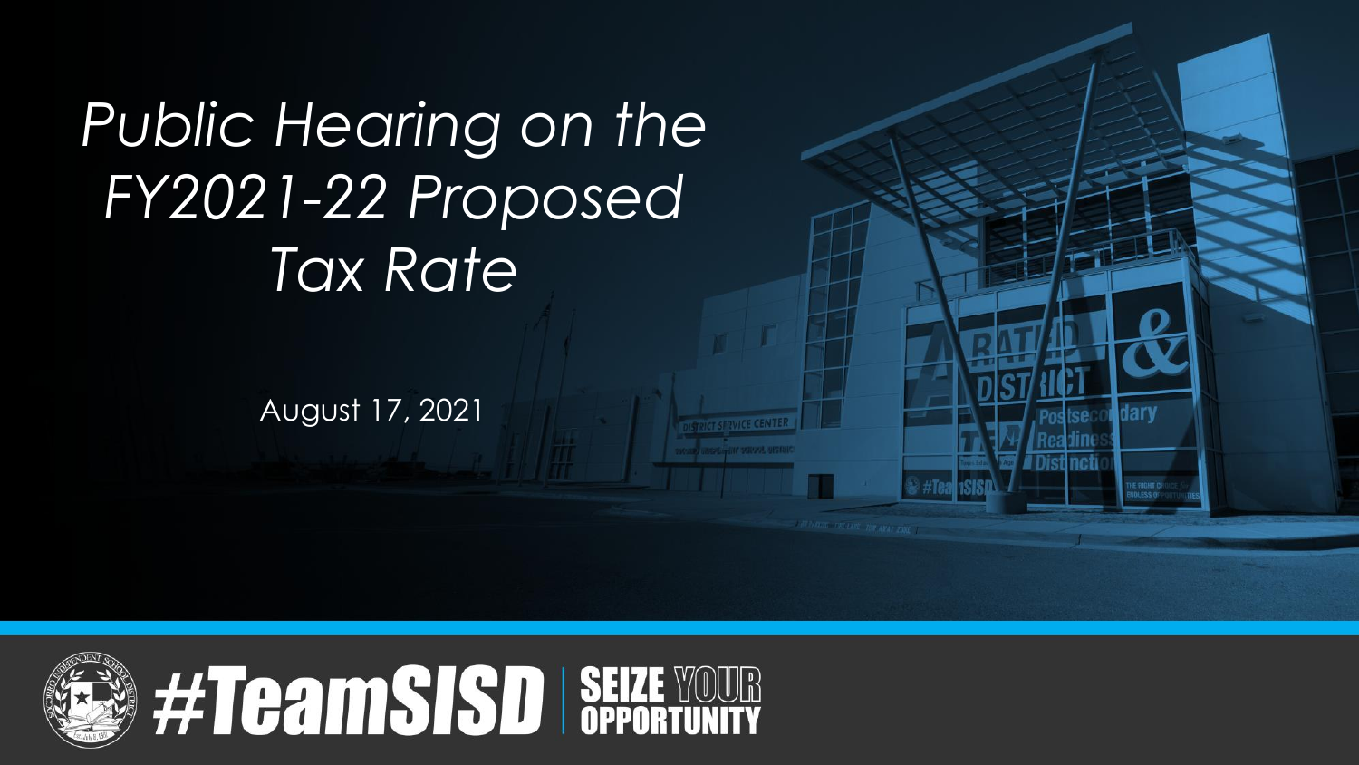# *Public Hearing on the FY2021-22 Proposed Tax Rate*

August 17, 2021

#TeamSISD | SEIZE YOUR OPPORTUNITY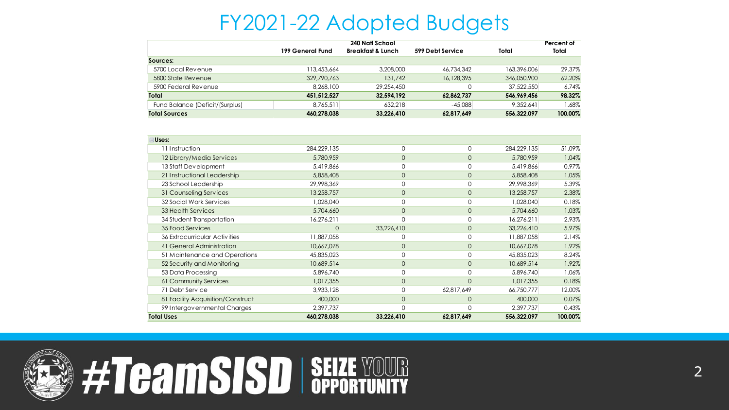# FY2021-22 Adopted Budgets

| | 199 General Fund | 240 Nat'l School Breakfast & Lunch | 599 Debt Service | Total | Percent of Total |
|---|---|---|---|---|---|
| **Sources:** | | | | | |
| 5700 Local Revenue | 113,453,664 | 3,208,000 | 46,734,342 | 163,396,006 | 29.37% |
| 5800 State Revenue | 329,790,763 | 131,742 | 16,128,395 | 346,050,900 | 62.20% |
| 5900 Federal Revenue | 8,268,100 | 29,254,450 | 0 | 37,522,550 | 6.74% |
| **Total** | **451,512,527** | **32,594,192** | **62,862,737** | **546,969,456** | **98.32%** |
| Fund Balance (Deficit/(Surplus) | 8,765,511 | 632,218 | -45,088 | 9,352,641 | 1.68% |
| **Total Sources** | **460,278,038** | **33,226,410** | **62,817,649** | **556,322,097** | **100.00%** |

| | 199 General Fund | 240 Nat'l School Breakfast & Lunch | 599 Debt Service | Total | Percent of Total |
|---|---|---|---|---|---|
| **Uses:** | | | | | |
| 11 Instruction | 284,229,135 | 0 | 0 | 284,229,135 | 51.09% |
| 12 Library/Media Services | 5,780,959 | 0 | 0 | 5,780,959 | 1.04% |
| 13 Staff Development | 5,419,866 | 0 | 0 | 5,419,866 | 0.97% |
| 21 Instructional Leadership | 5,858,408 | 0 | 0 | 5,858,408 | 1.05% |
| 23 School Leadership | 29,998,369 | 0 | 0 | 29,998,369 | 5.39% |
| 31 Counseling Services | 13,258,757 | 0 | 0 | 13,258,757 | 2.38% |
| 32 Social Work Services | 1,028,040 | 0 | 0 | 1,028,040 | 0.18% |
| 33 Health Services | 5,704,660 | 0 | 0 | 5,704,660 | 1.03% |
| 34 Student Transportation | 16,276,211 | 0 | 0 | 16,276,211 | 2.93% |
| 35 Food Services | 0 | 33,226,410 | 0 | 33,226,410 | 5.97% |
| 36 Extracurricular Activities | 11,887,058 | 0 | 0 | 11,887,058 | 2.14% |
| 41 General Administration | 10,667,078 | 0 | 0 | 10,667,078 | 1.92% |
| 51 Maintenance and Operations | 45,835,023 | 0 | 0 | 45,835,023 | 8.24% |
| 52 Security and Monitoring | 10,689,514 | 0 | 0 | 10,689,514 | 1.92% |
| 53 Data Processing | 5,896,740 | 0 | 0 | 5,896,740 | 1.06% |
| 61 Community Services | 1,017,355 | 0 | 0 | 1,017,355 | 0.18% |
| 71 Debt Service | 3,933,128 | 0 | 62,817,649 | 66,750,777 | 12.00% |
| 81 Facility Acquisition/Construct | 400,000 | 0 | 0 | 400,000 | 0.07% |
| 99 Intergovernmental Charges | 2,397,737 | 0 | 0 | 2,397,737 | 0.43% |
| **Total Uses** | **460,278,038** | **33,226,410** | **62,817,649** | **556,322,097** | **100.00%** |

#TeamSISD | SEIZE YOUR OPPORTUNITY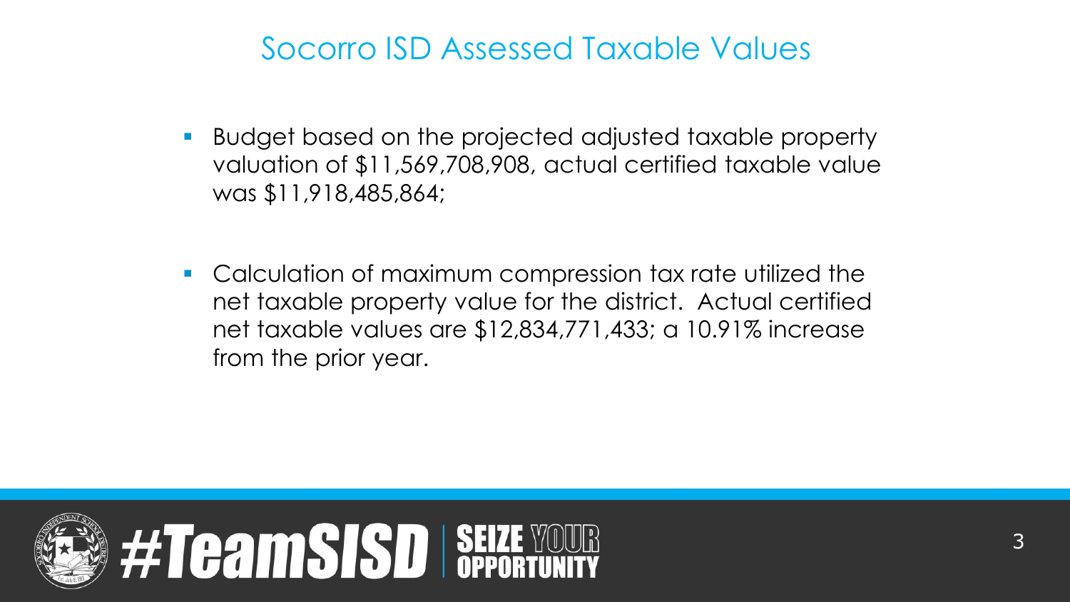# Socorro ISD Assessed Taxable Values

- Budget based on the projected adjusted taxable property valuation of $11,569,708,908, actual certified taxable value was $11,918,485,864;

- Calculation of maximum compression tax rate utilized the net taxable property value for the district. Actual certified net taxable values are $12,834,771,433; a 10.91% increase from the prior year.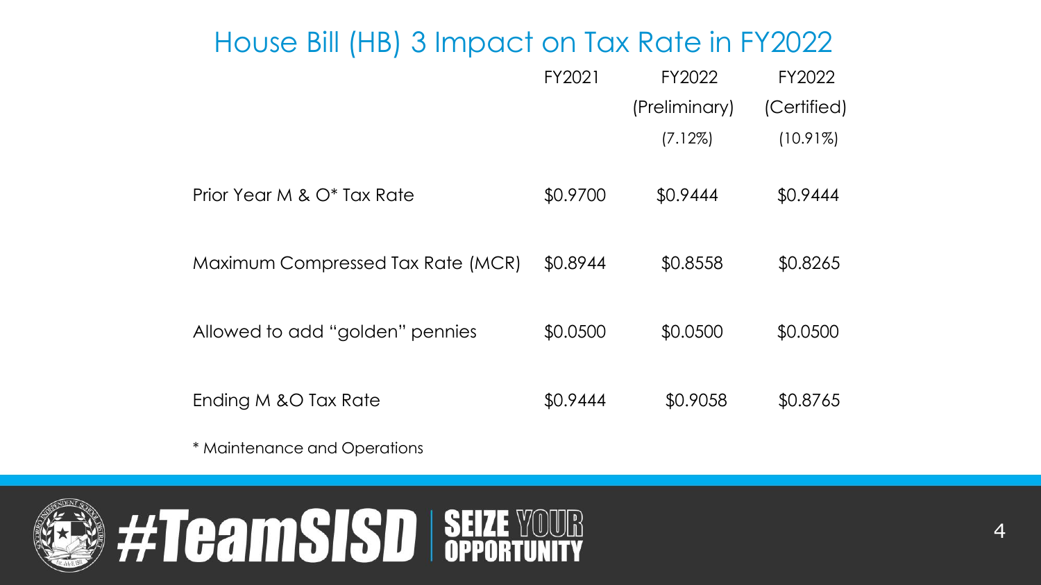# House Bill (HB) 3 Impact on Tax Rate in FY2022

| | FY2021 | FY2022 (Preliminary) (7.12%) | FY2022 (Certified) (10.91%) |
|---|---|---|---|
| Prior Year M & O* Tax Rate | $0.9700 | $0.9444 | $0.9444 |
| Maximum Compressed Tax Rate (MCR) | $0.8944 | $0.8558 | $0.8265 |
| Allowed to add "golden" pennies | $0.0500 | $0.0500 | $0.0500 |
| Ending M &O Tax Rate | $0.9444 | $0.9058 | $0.8765 |

* Maintenance and Operations

#TeamSISD | SEIZE YOUR OPPORTUNITY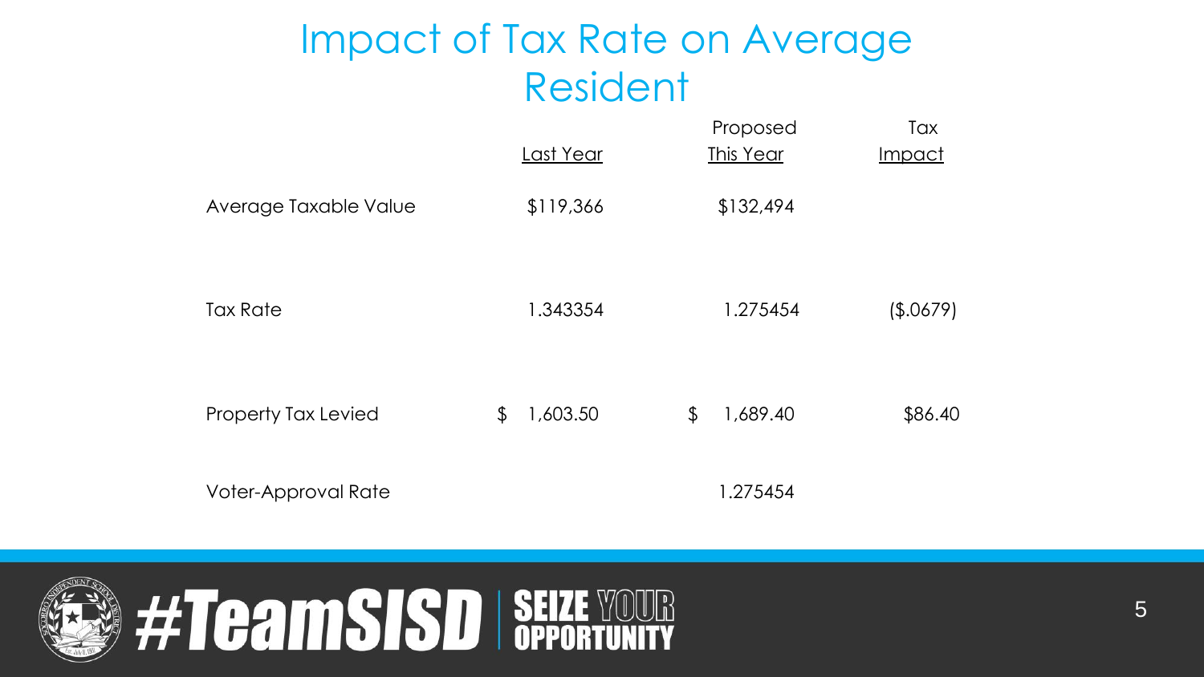# Impact of Tax Rate on Average Resident

| | Last Year | Proposed This Year | Tax Impact |
|---|---|---|---|
| Average Taxable Value | $119,366 | $132,494 | |
| Tax Rate | 1.343354 | 1.275454 | ($.0679) |
| Property Tax Levied | $ 1,603.50 | $ 1,689.40 | $86.40 |
| Voter-Approval Rate | | 1.275454 | |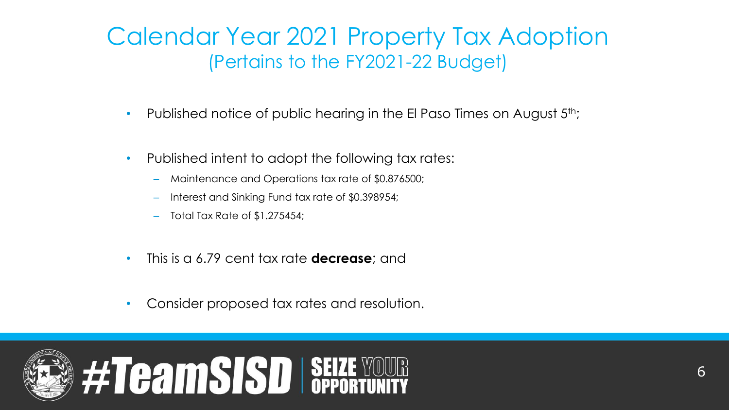# Calendar Year 2021 Property Tax Adoption

## (Pertains to the FY2021-22 Budget)

- Published notice of public hearing in the El Paso Times on August 5th;
- Published intent to adopt the following tax rates:
  - Maintenance and Operations tax rate of $0.876500;
  - Interest and Sinking Fund tax rate of $0.398954;
  - Total Tax Rate of $1.275454;
- This is a 6.79 cent tax rate **decrease**; and
- Consider proposed tax rates and resolution.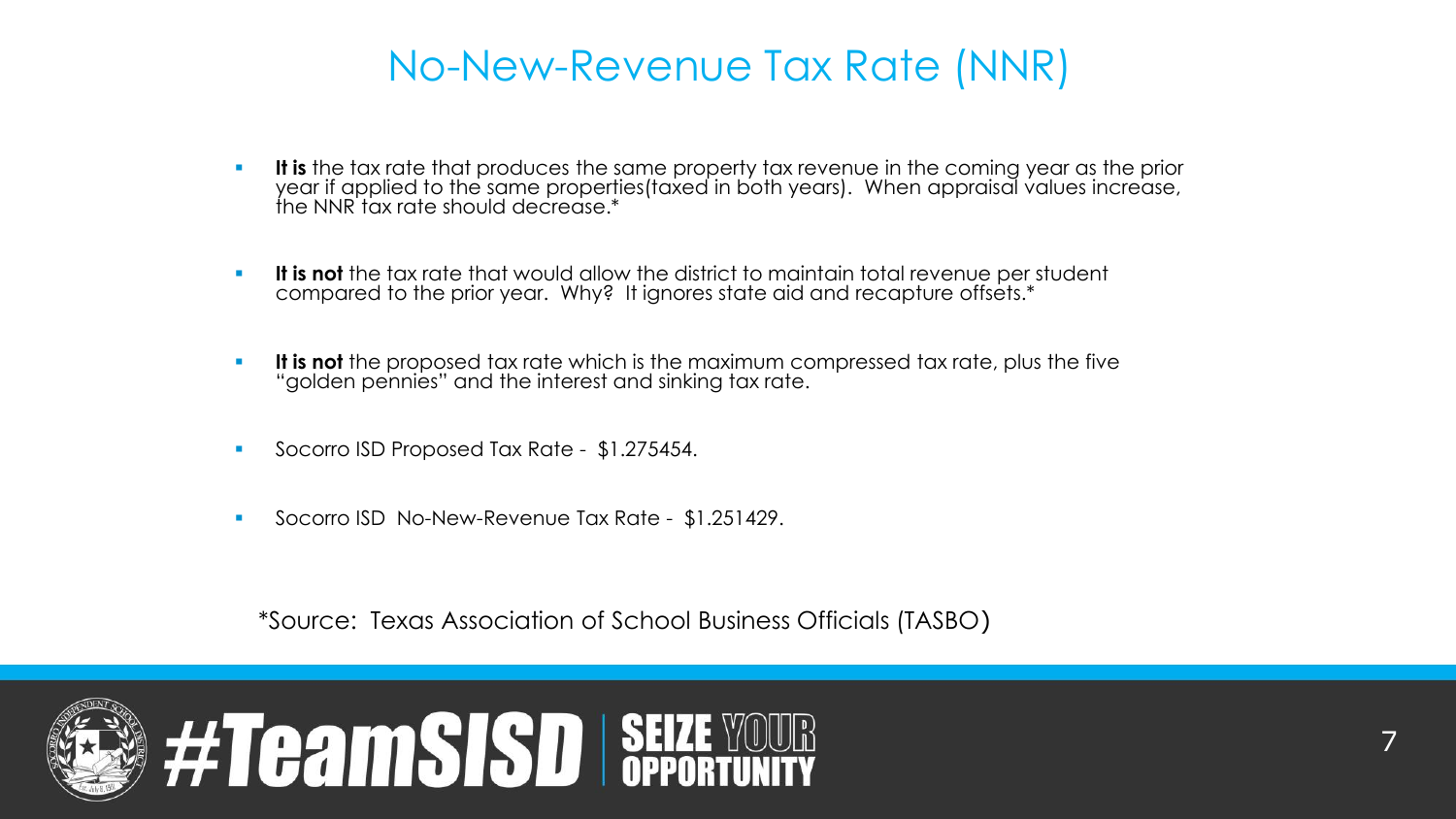# No-New-Revenue Tax Rate (NNR)

- **It is** the tax rate that produces the same property tax revenue in the coming year as the prior year if applied to the same properties(taxed in both years). When appraisal values increase, the NNR tax rate should decrease.*
- **It is not** the tax rate that would allow the district to maintain total revenue per student compared to the prior year. Why? It ignores state aid and recapture offsets.*
- **It is not** the proposed tax rate which is the maximum compressed tax rate, plus the five "golden pennies" and the interest and sinking tax rate.
- Socorro ISD Proposed Tax Rate - $1.275454.
- Socorro ISD No-New-Revenue Tax Rate - $1.251429.

*Source: Texas Association of School Business Officials (TASBO)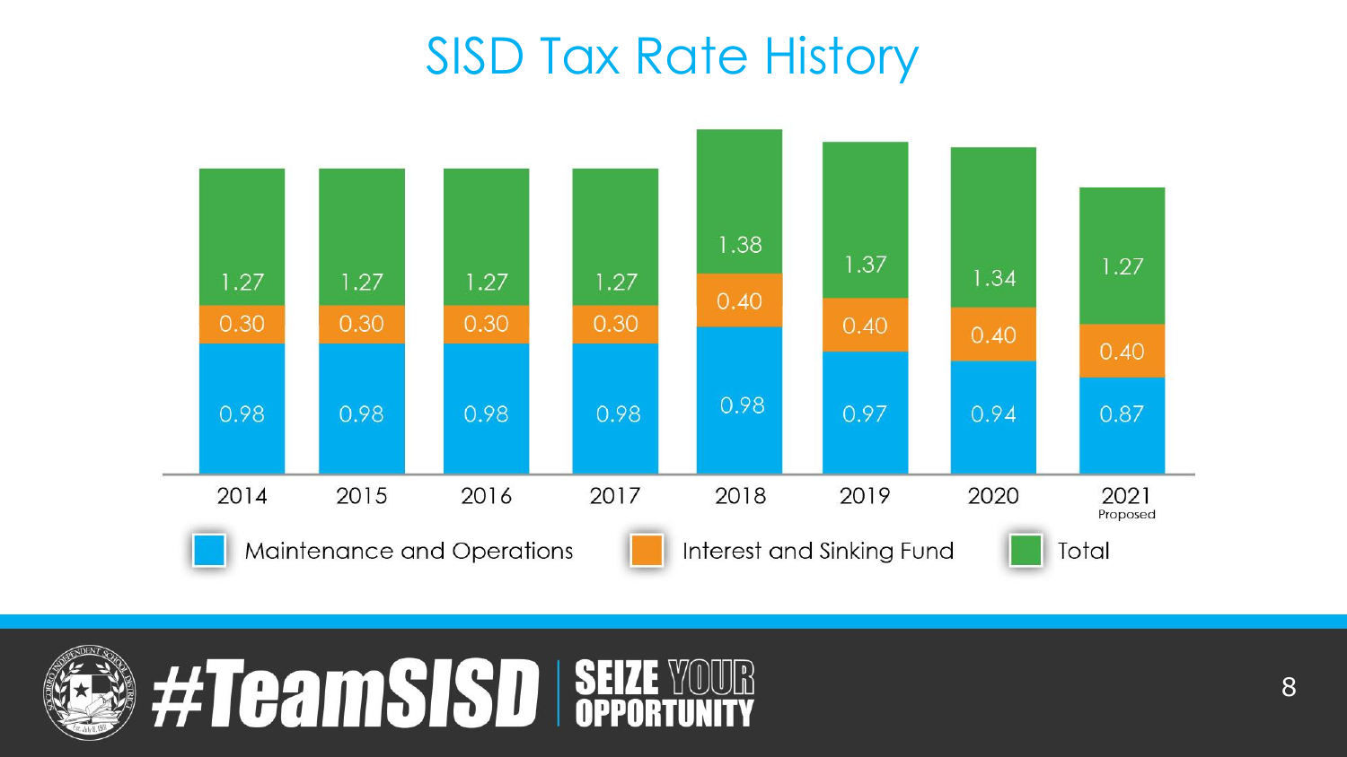# SISD Tax Rate History

| Year | Maintenance and Operations | Interest and Sinking Fund | Total |
|---|---|---|---|
| 2014 | 0.98 | 0.30 | 1.27 |
| 2015 | 0.98 | 0.30 | 1.27 |
| 2016 | 0.98 | 0.30 | 1.27 |
| 2017 | 0.98 | 0.30 | 1.27 |
| 2018 | 0.98 | 0.40 | 1.38 |
| 2019 | 0.97 | 0.40 | 1.37 |
| 2020 | 0.94 | 0.40 | 1.34 |
| 2021 Proposed | 0.87 | 0.40 | 1.27 |

#TeamSISD | SEIZE YOUR OPPORTUNITY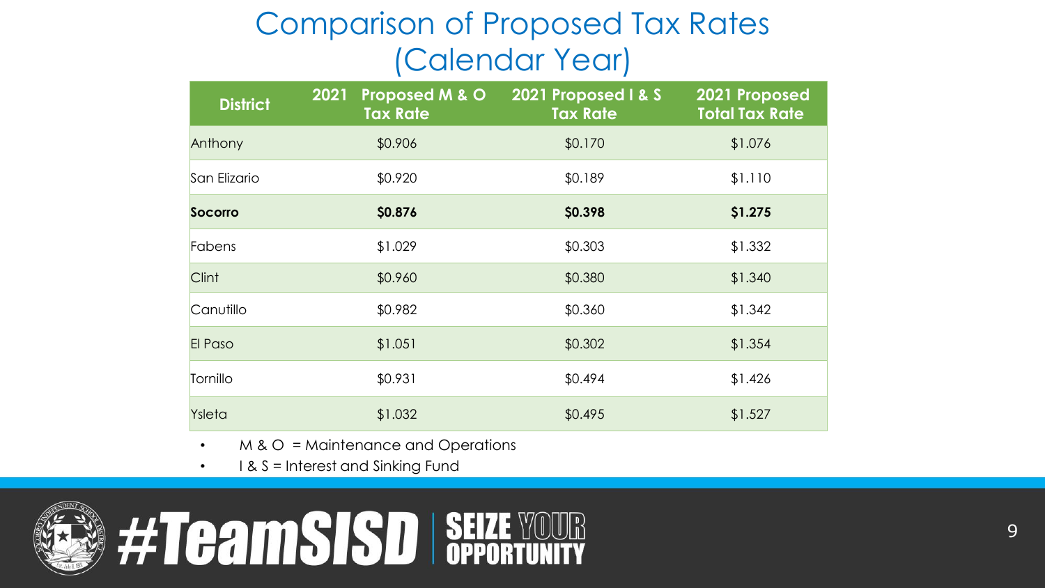# Comparison of Proposed Tax Rates (Calendar Year)

| District | 2021 Proposed M & O Tax Rate | 2021 Proposed I & S Tax Rate | 2021 Proposed Total Tax Rate |
|---|---|---|---|
| Anthony | $0.906 | $0.170 | $1.076 |
| San Elizario | $0.920 | $0.189 | $1.110 |
| **Socorro** | **$0.876** | **$0.398** | **$1.275** |
| Fabens | $1.029 | $0.303 | $1.332 |
| Clint | $0.960 | $0.380 | $1.340 |
| Canutillo | $0.982 | $0.360 | $1.342 |
| El Paso | $1.051 | $0.302 | $1.354 |
| Tornillo | $0.931 | $0.494 | $1.426 |
| Ysleta | $1.032 | $0.495 | $1.527 |

- M & O = Maintenance and Operations
- I & S = Interest and Sinking Fund

#TeamSISD | SEIZE YOUR OPPORTUNITY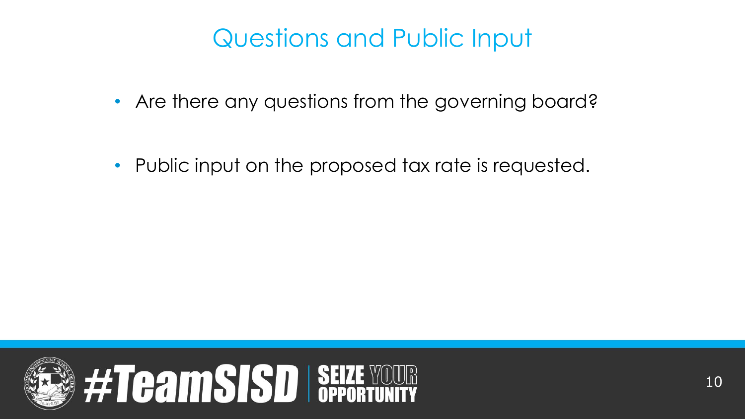# Questions and Public Input

- Are there any questions from the governing board?
- Public input on the proposed tax rate is requested.

#TeamSISD | SEIZE YOUR OPPORTUNITY